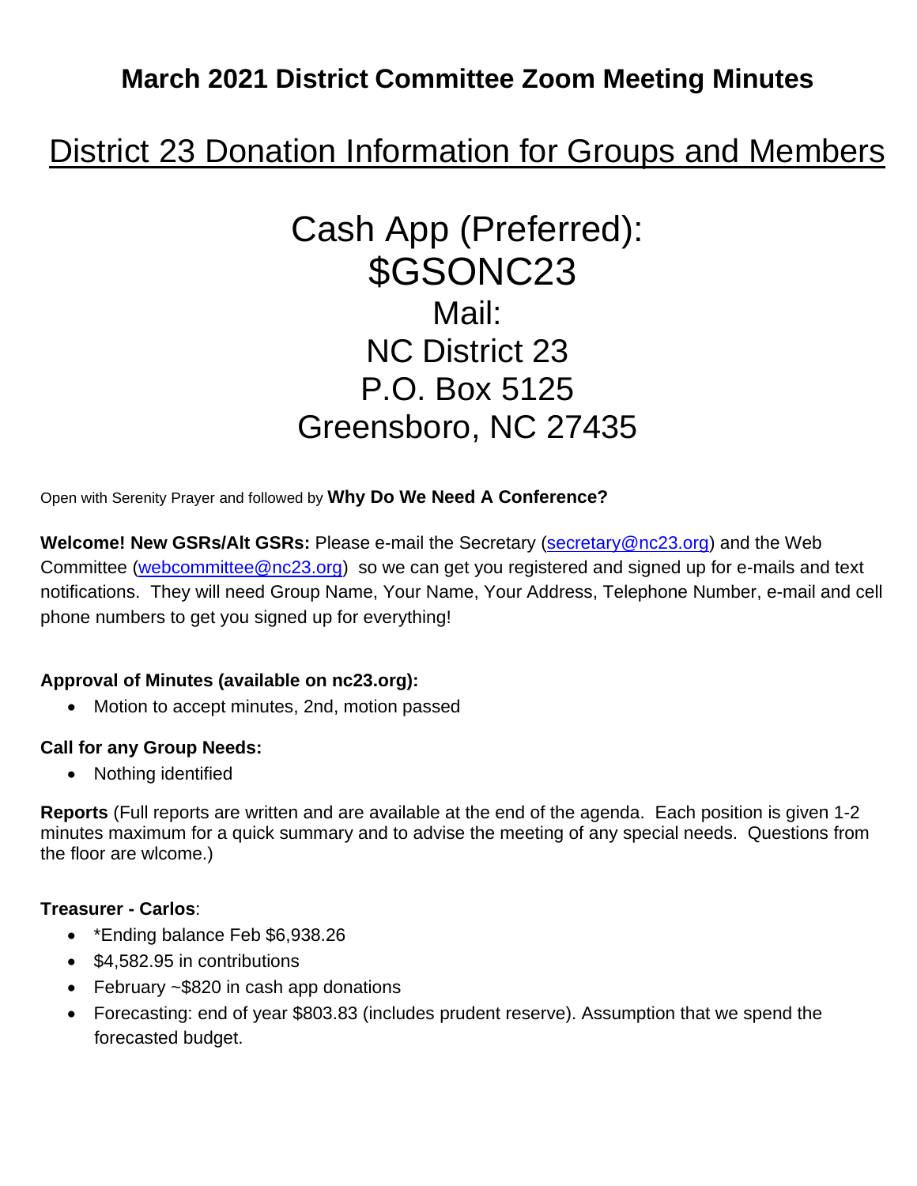# March 2021 District Committee Zoom Meeting Minutes

## District 23 Donation Information for Groups and Members

Cash App (Preferred):
$GSONC23

Mail:
NC District 23
P.O. Box 5125
Greensboro, NC 27435

Open with Serenity Prayer and followed by **Why Do We Need A Conference?**

**Welcome! New GSRs/Alt GSRs:** Please e-mail the Secretary (secretary@nc23.org) and the Web Committee (webcommittee@nc23.org) so we can get you registered and signed up for e-mails and text notifications. They will need Group Name, Your Name, Your Address, Telephone Number, e-mail and cell phone numbers to get you signed up for everything!

**Approval of Minutes (available on nc23.org):**

- Motion to accept minutes, 2nd, motion passed

**Call for any Group Needs:**

- Nothing identified

**Reports** (Full reports are written and are available at the end of the agenda. Each position is given 1-2 minutes maximum for a quick summary and to advise the meeting of any special needs. Questions from the floor are wlcome.)

**Treasurer - Carlos**:

- *Ending balance Feb $6,938.26
- $4,582.95 in contributions
- February ~$820 in cash app donations
- Forecasting: end of year $803.83 (includes prudent reserve). Assumption that we spend the forecasted budget.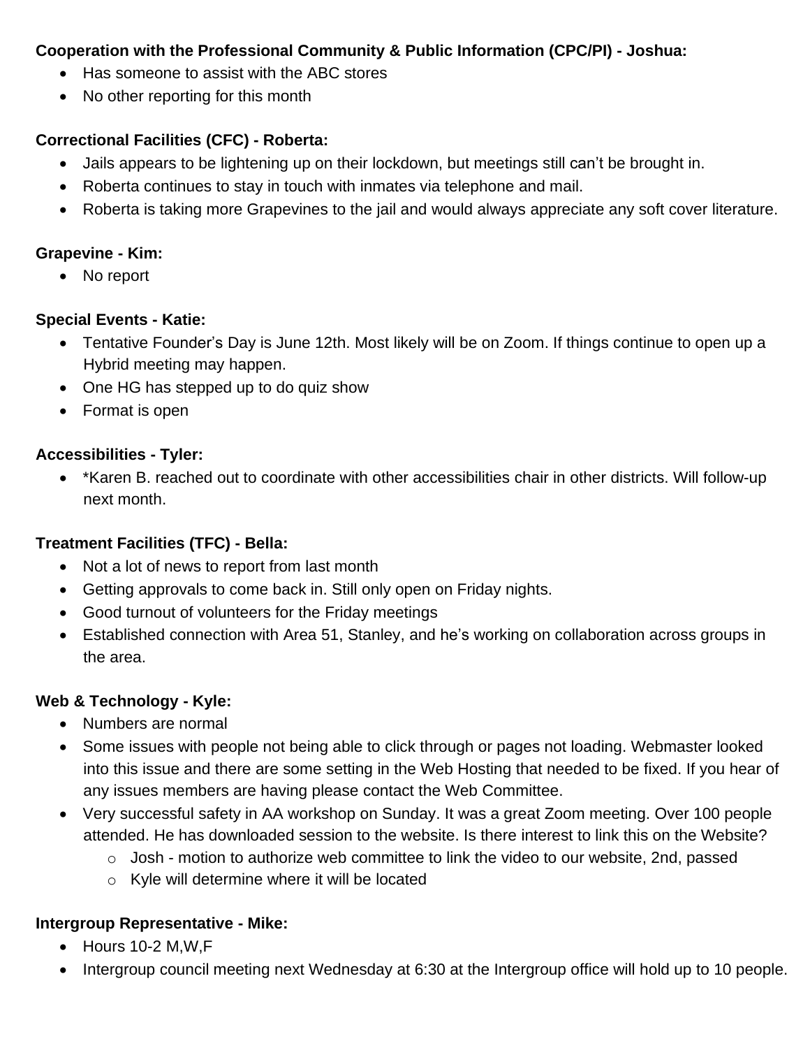**Cooperation with the Professional Community & Public Information (CPC/PI) - Joshua:**

- Has someone to assist with the ABC stores
- No other reporting for this month

**Correctional Facilities (CFC) - Roberta:**

- Jails appears to be lightening up on their lockdown, but meetings still can't be brought in.
- Roberta continues to stay in touch with inmates via telephone and mail.
- Roberta is taking more Grapevines to the jail and would always appreciate any soft cover literature.

**Grapevine - Kim:**

- No report

**Special Events - Katie:**

- Tentative Founder's Day is June 12th. Most likely will be on Zoom. If things continue to open up a Hybrid meeting may happen.
- One HG has stepped up to do quiz show
- Format is open

**Accessibilities - Tyler:**

- *Karen B. reached out to coordinate with other accessibilities chair in other districts. Will follow-up next month.

**Treatment Facilities (TFC) - Bella:**

- Not a lot of news to report from last month
- Getting approvals to come back in. Still only open on Friday nights.
- Good turnout of volunteers for the Friday meetings
- Established connection with Area 51, Stanley, and he's working on collaboration across groups in the area.

**Web & Technology - Kyle:**

- Numbers are normal
- Some issues with people not being able to click through or pages not loading. Webmaster looked into this issue and there are some setting in the Web Hosting that needed to be fixed. If you hear of any issues members are having please contact the Web Committee.
- Very successful safety in AA workshop on Sunday. It was a great Zoom meeting. Over 100 people attended. He has downloaded session to the website. Is there interest to link this on the Website?
  - Josh - motion to authorize web committee to link the video to our website, 2nd, passed
  - Kyle will determine where it will be located

**Intergroup Representative - Mike:**

- Hours 10-2 M,W,F
- Intergroup council meeting next Wednesday at 6:30 at the Intergroup office will hold up to 10 people.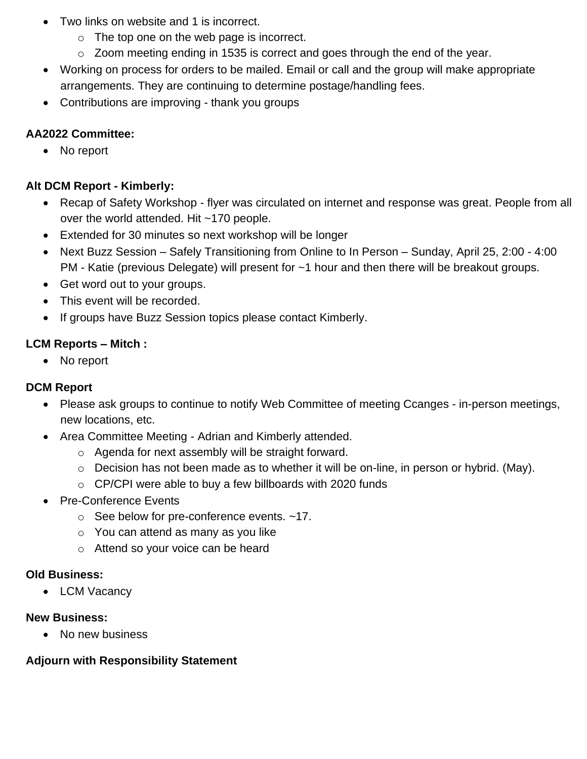- Two links on website and 1 is incorrect.
  - The top one on the web page is incorrect.
  - Zoom meeting ending in 1535 is correct and goes through the end of the year.
- Working on process for orders to be mailed. Email or call and the group will make appropriate arrangements. They are continuing to determine postage/handling fees.
- Contributions are improving - thank you groups

**AA2022 Committee:**

- No report

**Alt DCM Report - Kimberly:**

- Recap of Safety Workshop - flyer was circulated on internet and response was great. People from all over the world attended. Hit ~170 people.
- Extended for 30 minutes so next workshop will be longer
- Next Buzz Session – Safely Transitioning from Online to In Person – Sunday, April 25, 2:00 - 4:00 PM - Katie (previous Delegate) will present for ~1 hour and then there will be breakout groups.
- Get word out to your groups.
- This event will be recorded.
- If groups have Buzz Session topics please contact Kimberly.

**LCM Reports – Mitch :**

- No report

**DCM Report**

- Please ask groups to continue to notify Web Committee of meeting Ccanges - in-person meetings, new locations, etc.
- Area Committee Meeting - Adrian and Kimberly attended.
  - Agenda for next assembly will be straight forward.
  - Decision has not been made as to whether it will be on-line, in person or hybrid. (May).
  - CP/CPI were able to buy a few billboards with 2020 funds
- Pre-Conference Events
  - See below for pre-conference events. ~17.
  - You can attend as many as you like
  - Attend so your voice can be heard

**Old Business:**

- LCM Vacancy

**New Business:**

- No new business

**Adjourn with Responsibility Statement**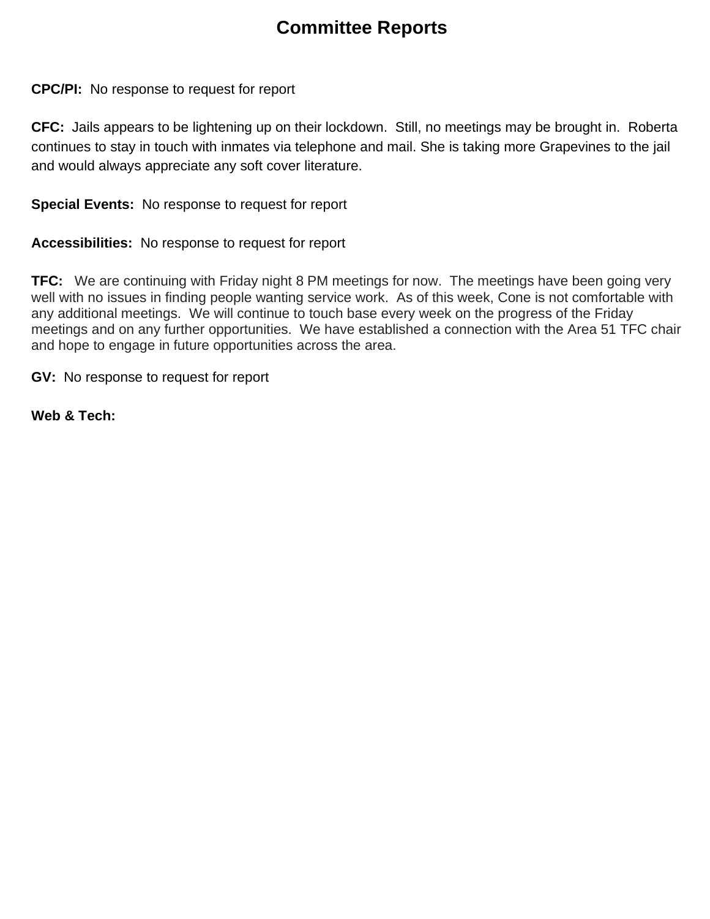# Committee Reports

**CPC/PI:** No response to request for report

**CFC:** Jails appears to be lightening up on their lockdown. Still, no meetings may be brought in. Roberta continues to stay in touch with inmates via telephone and mail. She is taking more Grapevines to the jail and would always appreciate any soft cover literature.

**Special Events:** No response to request for report

**Accessibilities:** No response to request for report

**TFC:** We are continuing with Friday night 8 PM meetings for now. The meetings have been going very well with no issues in finding people wanting service work. As of this week, Cone is not comfortable with any additional meetings. We will continue to touch base every week on the progress of the Friday meetings and on any further opportunities. We have established a connection with the Area 51 TFC chair and hope to engage in future opportunities across the area.

**GV:** No response to request for report

**Web & Tech:**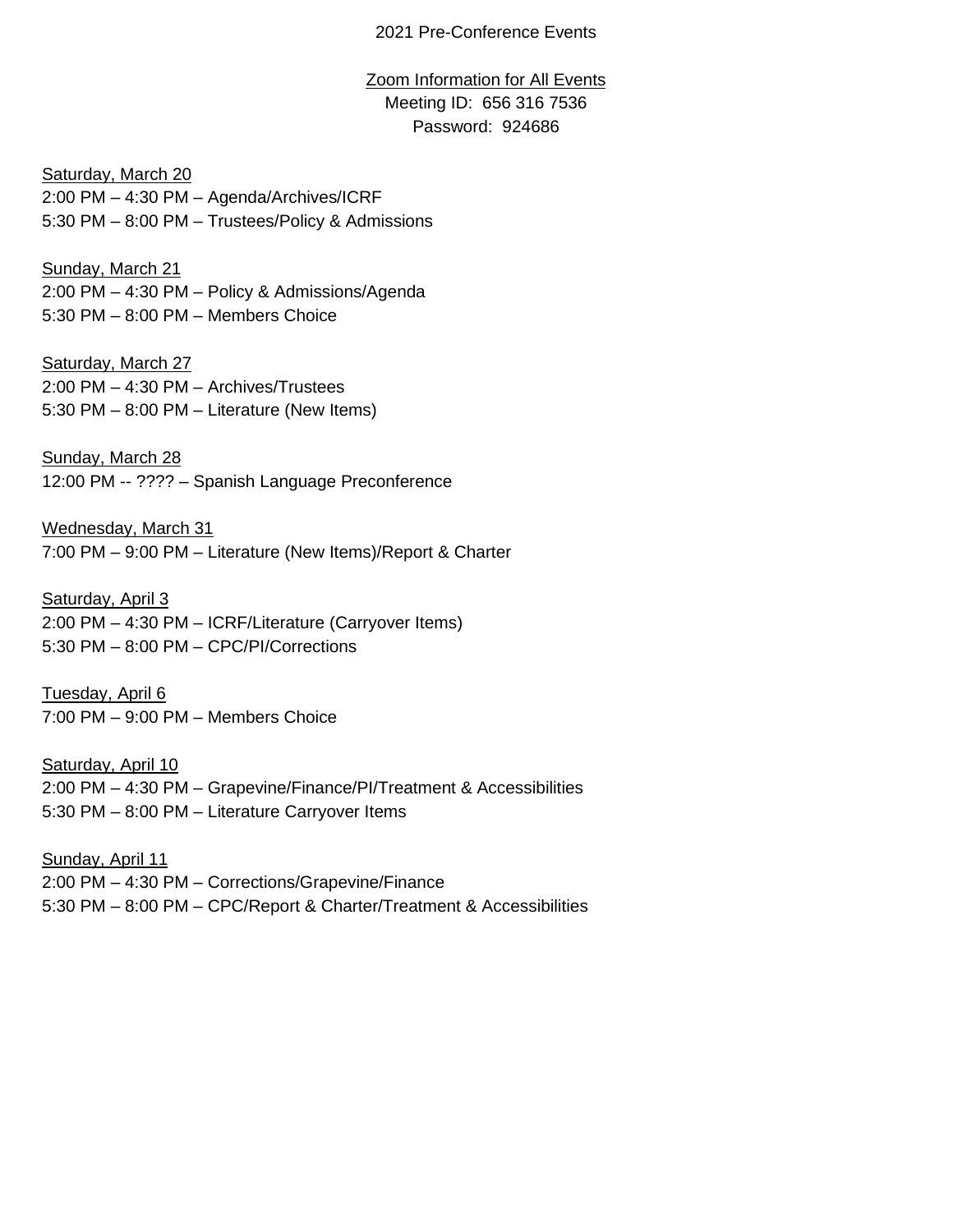2021 Pre-Conference Events

Zoom Information for All Events
Meeting ID: 656 316 7536
Password: 924686

Saturday, March 20
2:00 PM – 4:30 PM – Agenda/Archives/ICRF
5:30 PM – 8:00 PM – Trustees/Policy & Admissions

Sunday, March 21
2:00 PM – 4:30 PM – Policy & Admissions/Agenda
5:30 PM – 8:00 PM – Members Choice

Saturday, March 27
2:00 PM – 4:30 PM – Archives/Trustees
5:30 PM – 8:00 PM – Literature (New Items)

Sunday, March 28
12:00 PM -- ???? – Spanish Language Preconference

Wednesday, March 31
7:00 PM – 9:00 PM – Literature (New Items)/Report & Charter

Saturday, April 3
2:00 PM – 4:30 PM – ICRF/Literature (Carryover Items)
5:30 PM – 8:00 PM – CPC/PI/Corrections

Tuesday, April 6
7:00 PM – 9:00 PM – Members Choice

Saturday, April 10
2:00 PM – 4:30 PM – Grapevine/Finance/PI/Treatment & Accessibilities
5:30 PM – 8:00 PM – Literature Carryover Items

Sunday, April 11
2:00 PM – 4:30 PM – Corrections/Grapevine/Finance
5:30 PM – 8:00 PM – CPC/Report & Charter/Treatment & Accessibilities